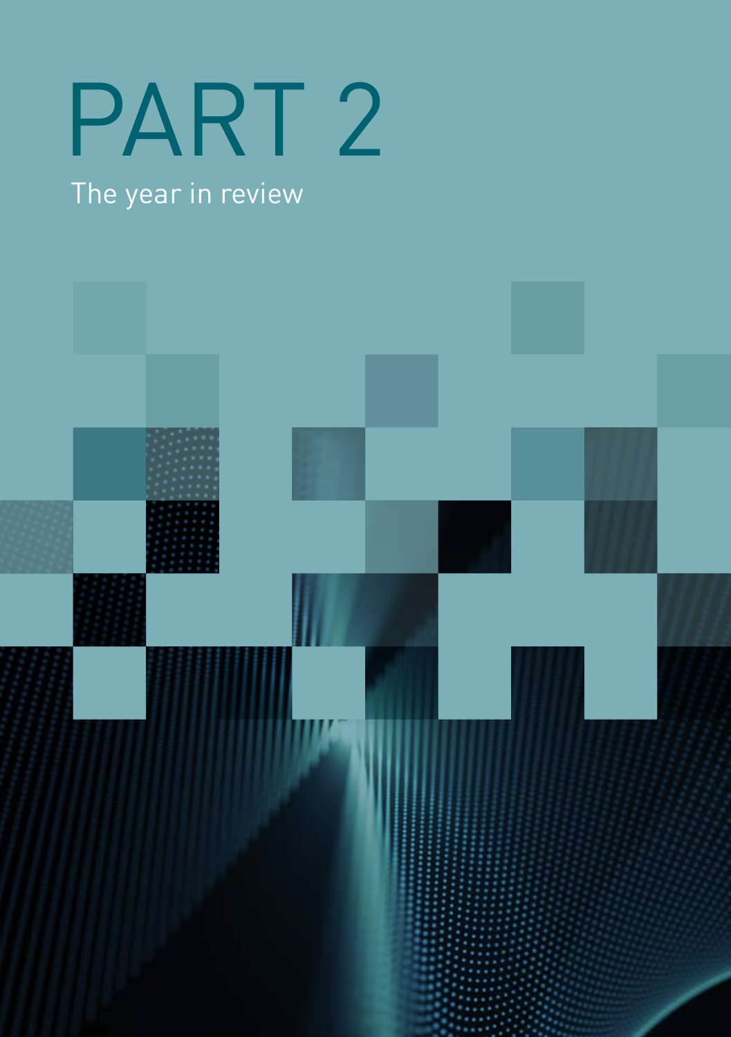# PART 2

## The year in review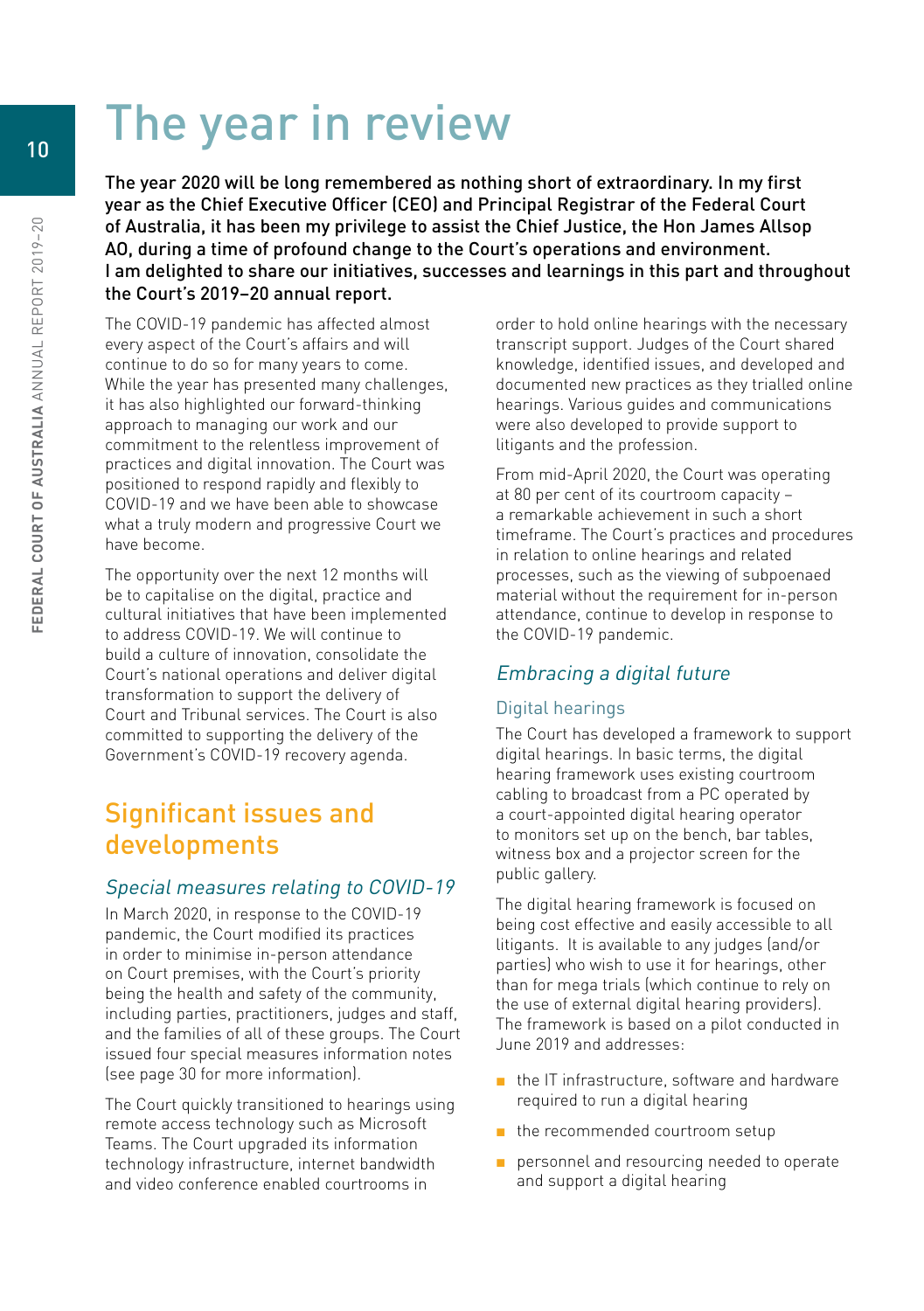# The year in review

**The year 2020 will be long remembered as nothing short of extraordinary. In my first year as the Chief Executive Officer (CEO) and Principal Registrar of the Federal Court of Australia, it has been my privilege to assist the Chief Justice, the Hon James Allsop AO, during a time of profound change to the Court's operations and environment. I am delighted to share our initiatives, successes and learnings in this part and throughout the Court's 2019–20 annual report.**

The COVID-19 pandemic has affected almost every aspect of the Court's affairs and will continue to do so for many years to come. While the year has presented many challenges, it has also highlighted our forward-thinking approach to managing our work and our commitment to the relentless improvement of practices and digital innovation. The Court was positioned to respond rapidly and flexibly to COVID-19 and we have been able to showcase what a truly modern and progressive Court we have become.

The opportunity over the next 12 months will be to capitalise on the digital, practice and cultural initiatives that have been implemented to address COVID-19. We will continue to build a culture of innovation, consolidate the Court's national operations and deliver digital transformation to support the delivery of Court and Tribunal services. The Court is also committed to supporting the delivery of the Government's COVID-19 recovery agenda.

## Significant issues and developments

### *Special measures relating to COVID-19*

In March 2020, in response to the COVID-19 pandemic, the Court modified its practices in order to minimise in-person attendance on Court premises, with the Court's priority being the health and safety of the community, including parties, practitioners, judges and staff, and the families of all of these groups. The Court issued four special measures information notes (see page 30 for more information).

The Court quickly transitioned to hearings using remote access technology such as Microsoft Teams. The Court upgraded its information technology infrastructure, internet bandwidth and video conference enabled courtrooms in order to hold online hearings with the necessary transcript support. Judges of the Court shared knowledge, identified issues, and developed and documented new practices as they trialled online hearings. Various guides and communications were also developed to provide support to litigants and the profession.

From mid-April 2020, the Court was operating at 80 per cent of its courtroom capacity – a remarkable achievement in such a short timeframe. The Court's practices and procedures in relation to online hearings and related processes, such as the viewing of subpoenaed material without the requirement for in-person attendance, continue to develop in response to the COVID-19 pandemic.

### *Embracing a digital future*

#### Digital hearings

The Court has developed a framework to support digital hearings. In basic terms, the digital hearing framework uses existing courtroom cabling to broadcast from a PC operated by a court-appointed digital hearing operator to monitors set up on the bench, bar tables, witness box and a projector screen for the public gallery.

The digital hearing framework is focused on being cost effective and easily accessible to all litigants. It is available to any judges (and/or parties) who wish to use it for hearings, other than for mega trials (which continue to rely on the use of external digital hearing providers). The framework is based on a pilot conducted in June 2019 and addresses:

- the IT infrastructure, software and hardware required to run a digital hearing
- the recommended courtroom setup
- personnel and resourcing needed to operate and support a digital hearing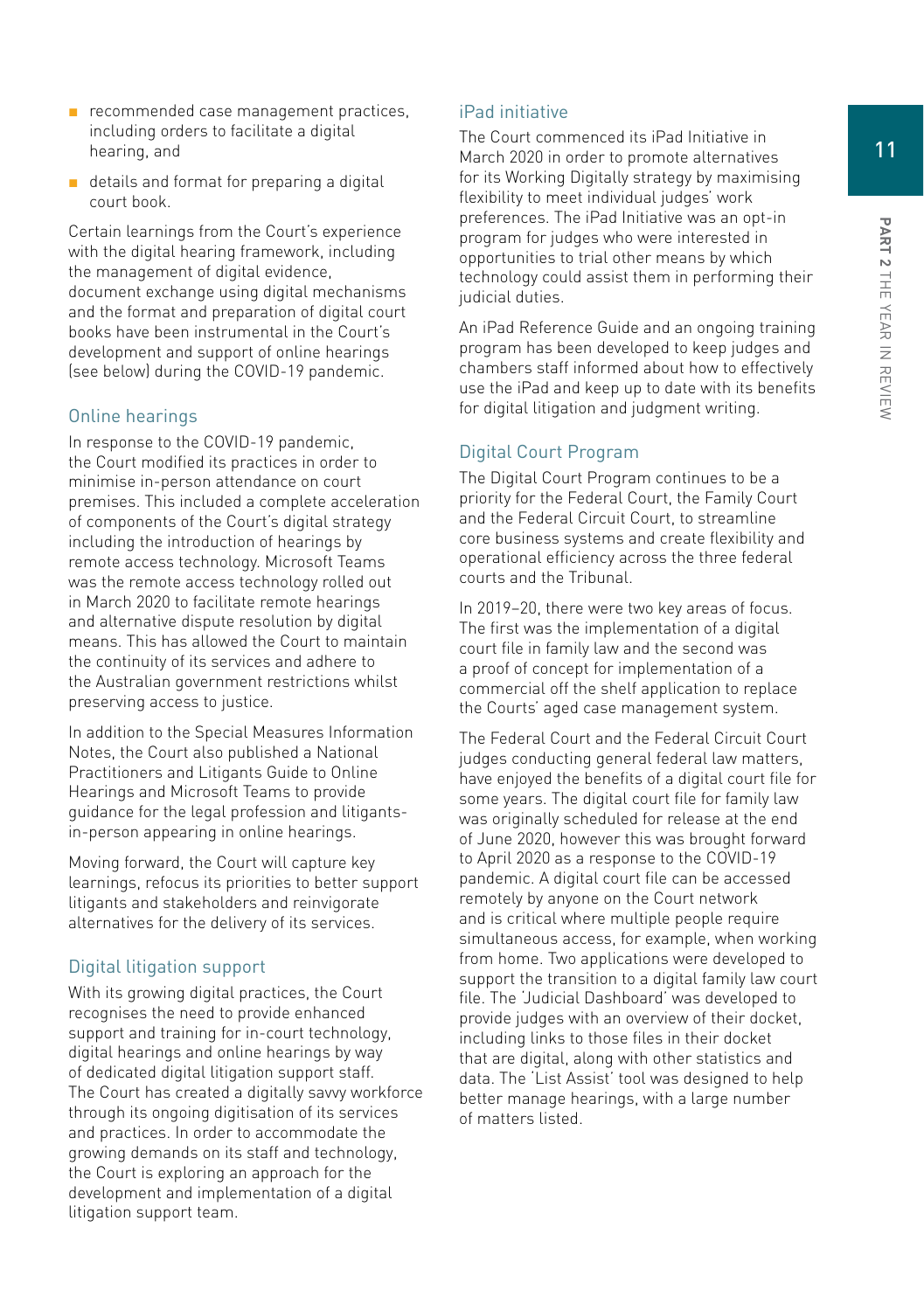- recommended case management practices, including orders to facilitate a digital hearing, and
- details and format for preparing a digital court book.

Certain learnings from the Court's experience with the digital hearing framework, including the management of digital evidence, document exchange using digital mechanisms and the format and preparation of digital court books have been instrumental in the Court's development and support of online hearings (see below) during the COVID-19 pandemic.

## Online hearings

In response to the COVID-19 pandemic, the Court modified its practices in order to minimise in-person attendance on court premises. This included a complete acceleration of components of the Court's digital strategy including the introduction of hearings by remote access technology. Microsoft Teams was the remote access technology rolled out in March 2020 to facilitate remote hearings and alternative dispute resolution by digital means. This has allowed the Court to maintain the continuity of its services and adhere to the Australian government restrictions whilst preserving access to justice.

In addition to the Special Measures Information Notes, the Court also published a National Practitioners and Litigants Guide to Online Hearings and Microsoft Teams to provide guidance for the legal profession and litigants-in-person appearing in online hearings.

Moving forward, the Court will capture key learnings, refocus its priorities to better support litigants and stakeholders and reinvigorate alternatives for the delivery of its services.

## Digital litigation support

With its growing digital practices, the Court recognises the need to provide enhanced support and training for in-court technology, digital hearings and online hearings by way of dedicated digital litigation support staff. The Court has created a digitally savvy workforce through its ongoing digitisation of its services and practices. In order to accommodate the growing demands on its staff and technology, the Court is exploring an approach for the development and implementation of a digital litigation support team.

## iPad initiative

The Court commenced its iPad Initiative in March 2020 in order to promote alternatives for its Working Digitally strategy by maximising flexibility to meet individual judges' work preferences. The iPad Initiative was an opt-in program for judges who were interested in opportunities to trial other means by which technology could assist them in performing their judicial duties.

An iPad Reference Guide and an ongoing training program has been developed to keep judges and chambers staff informed about how to effectively use the iPad and keep up to date with its benefits for digital litigation and judgment writing.

## Digital Court Program

The Digital Court Program continues to be a priority for the Federal Court, the Family Court and the Federal Circuit Court, to streamline core business systems and create flexibility and operational efficiency across the three federal courts and the Tribunal.

In 2019–20, there were two key areas of focus. The first was the implementation of a digital court file in family law and the second was a proof of concept for implementation of a commercial off the shelf application to replace the Courts' aged case management system.

The Federal Court and the Federal Circuit Court judges conducting general federal law matters, have enjoyed the benefits of a digital court file for some years. The digital court file for family law was originally scheduled for release at the end of June 2020, however this was brought forward to April 2020 as a response to the COVID-19 pandemic. A digital court file can be accessed remotely by anyone on the Court network and is critical where multiple people require simultaneous access, for example, when working from home. Two applications were developed to support the transition to a digital family law court file. The 'Judicial Dashboard' was developed to provide judges with an overview of their docket, including links to those files in their docket that are digital, along with other statistics and data. The 'List Assist' tool was designed to help better manage hearings, with a large number of matters listed.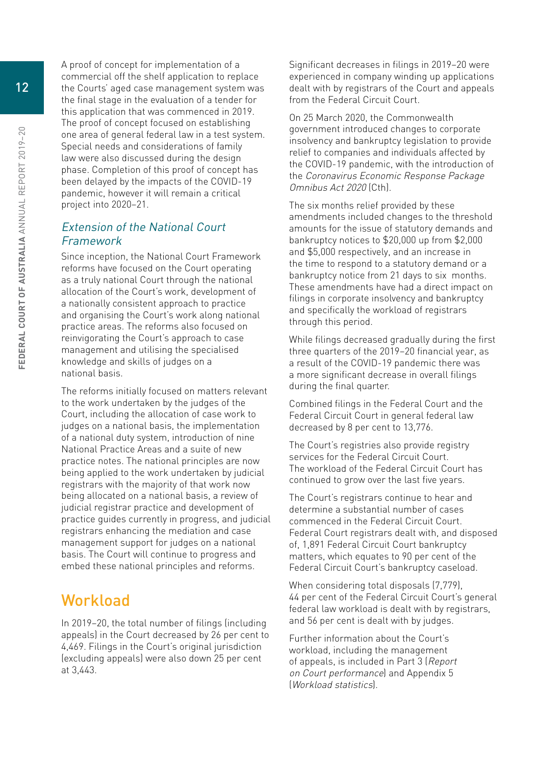A proof of concept for implementation of a commercial off the shelf application to replace the Courts' aged case management system was the final stage in the evaluation of a tender for this application that was commenced in 2019. The proof of concept focused on establishing one area of general federal law in a test system. Special needs and considerations of family law were also discussed during the design phase. Completion of this proof of concept has been delayed by the impacts of the COVID-19 pandemic, however it will remain a critical project into 2020–21.

### *Extension of the National Court Framework*

Since inception, the National Court Framework reforms have focused on the Court operating as a truly national Court through the national allocation of the Court's work, development of a nationally consistent approach to practice and organising the Court's work along national practice areas. The reforms also focused on reinvigorating the Court's approach to case management and utilising the specialised knowledge and skills of judges on a national basis.

The reforms initially focused on matters relevant to the work undertaken by the judges of the Court, including the allocation of case work to judges on a national basis, the implementation of a national duty system, introduction of nine National Practice Areas and a suite of new practice notes. The national principles are now being applied to the work undertaken by judicial registrars with the majority of that work now being allocated on a national basis, a review of judicial registrar practice and development of practice guides currently in progress, and judicial registrars enhancing the mediation and case management support for judges on a national basis. The Court will continue to progress and embed these national principles and reforms.

## Workload

In 2019–20, the total number of filings (including appeals) in the Court decreased by 26 per cent to 4,469. Filings in the Court's original jurisdiction (excluding appeals) were also down 25 per cent at 3,443.

Significant decreases in filings in 2019–20 were experienced in company winding up applications dealt with by registrars of the Court and appeals from the Federal Circuit Court.

On 25 March 2020, the Commonwealth government introduced changes to corporate insolvency and bankruptcy legislation to provide relief to companies and individuals affected by the COVID-19 pandemic, with the introduction of the *Coronavirus Economic Response Package Omnibus Act 2020* (Cth).

The six months relief provided by these amendments included changes to the threshold amounts for the issue of statutory demands and bankruptcy notices to $20,000 up from $2,000 and $5,000 respectively, and an increase in the time to respond to a statutory demand or a bankruptcy notice from 21 days to six months. These amendments have had a direct impact on filings in corporate insolvency and bankruptcy and specifically the workload of registrars through this period.

While filings decreased gradually during the first three quarters of the 2019–20 financial year, as a result of the COVID-19 pandemic there was a more significant decrease in overall filings during the final quarter.

Combined filings in the Federal Court and the Federal Circuit Court in general federal law decreased by 8 per cent to 13,776.

The Court's registries also provide registry services for the Federal Circuit Court. The workload of the Federal Circuit Court has continued to grow over the last five years.

The Court's registrars continue to hear and determine a substantial number of cases commenced in the Federal Circuit Court. Federal Court registrars dealt with, and disposed of, 1,891 Federal Circuit Court bankruptcy matters, which equates to 90 per cent of the Federal Circuit Court's bankruptcy caseload.

When considering total disposals (7,779), 44 per cent of the Federal Circuit Court's general federal law workload is dealt with by registrars, and 56 per cent is dealt with by judges.

Further information about the Court's workload, including the management of appeals, is included in Part 3 (*Report on Court performance*) and Appendix 5 (*Workload statistics*).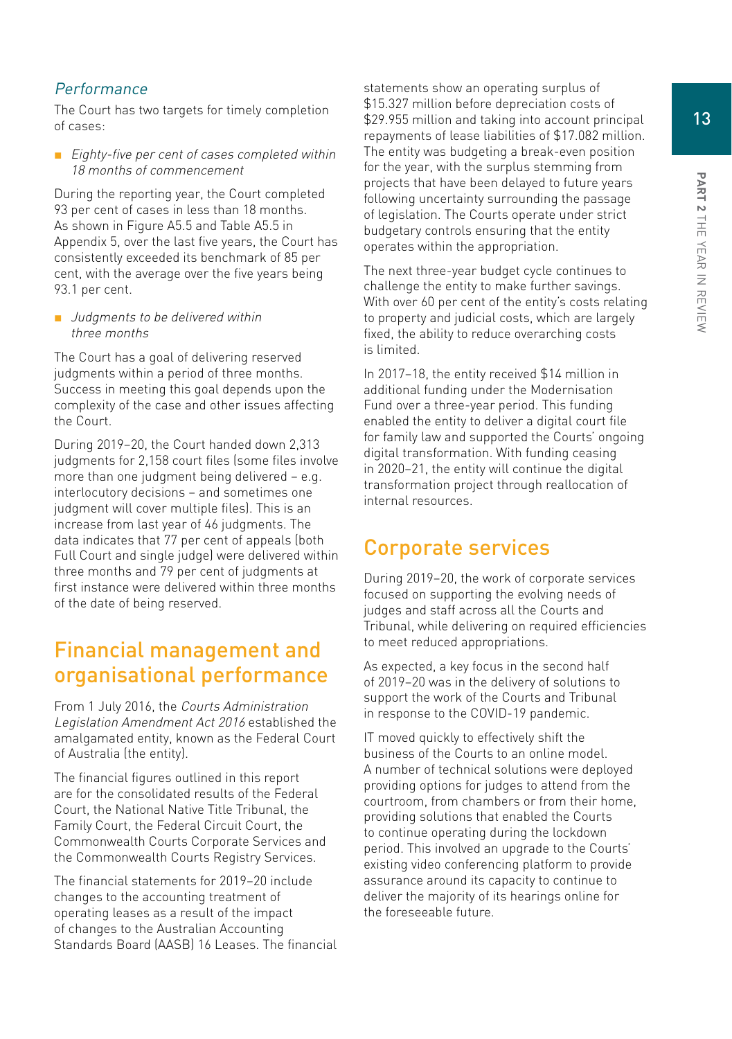### *Performance*

The Court has two targets for timely completion of cases:

- *Eighty-five per cent of cases completed within 18 months of commencement*

During the reporting year, the Court completed 93 per cent of cases in less than 18 months. As shown in Figure A5.5 and Table A5.5 in Appendix 5, over the last five years, the Court has consistently exceeded its benchmark of 85 per cent, with the average over the five years being 93.1 per cent.

- *Judgments to be delivered within three months*

The Court has a goal of delivering reserved judgments within a period of three months. Success in meeting this goal depends upon the complexity of the case and other issues affecting the Court.

During 2019–20, the Court handed down 2,313 judgments for 2,158 court files (some files involve more than one judgment being delivered – e.g. interlocutory decisions – and sometimes one judgment will cover multiple files). This is an increase from last year of 46 judgments. The data indicates that 77 per cent of appeals (both Full Court and single judge) were delivered within three months and 79 per cent of judgments at first instance were delivered within three months of the date of being reserved.

## Financial management and organisational performance

From 1 July 2016, the *Courts Administration Legislation Amendment Act 2016* established the amalgamated entity, known as the Federal Court of Australia (the entity).

The financial figures outlined in this report are for the consolidated results of the Federal Court, the National Native Title Tribunal, the Family Court, the Federal Circuit Court, the Commonwealth Courts Corporate Services and the Commonwealth Courts Registry Services.

The financial statements for 2019–20 include changes to the accounting treatment of operating leases as a result of the impact of changes to the Australian Accounting Standards Board (AASB) 16 Leases. The financial statements show an operating surplus of $15.327 million before depreciation costs of $29.955 million and taking into account principal repayments of lease liabilities of $17.082 million. The entity was budgeting a break-even position for the year, with the surplus stemming from projects that have been delayed to future years following uncertainty surrounding the passage of legislation. The Courts operate under strict budgetary controls ensuring that the entity operates within the appropriation.

The next three-year budget cycle continues to challenge the entity to make further savings. With over 60 per cent of the entity's costs relating to property and judicial costs, which are largely fixed, the ability to reduce overarching costs is limited.

In 2017–18, the entity received $14 million in additional funding under the Modernisation Fund over a three-year period. This funding enabled the entity to deliver a digital court file for family law and supported the Courts' ongoing digital transformation. With funding ceasing in 2020–21, the entity will continue the digital transformation project through reallocation of internal resources.

## Corporate services

During 2019–20, the work of corporate services focused on supporting the evolving needs of judges and staff across all the Courts and Tribunal, while delivering on required efficiencies to meet reduced appropriations.

As expected, a key focus in the second half of 2019–20 was in the delivery of solutions to support the work of the Courts and Tribunal in response to the COVID-19 pandemic.

IT moved quickly to effectively shift the business of the Courts to an online model. A number of technical solutions were deployed providing options for judges to attend from the courtroom, from chambers or from their home, providing solutions that enabled the Courts to continue operating during the lockdown period. This involved an upgrade to the Courts' existing video conferencing platform to provide assurance around its capacity to continue to deliver the majority of its hearings online for the foreseeable future.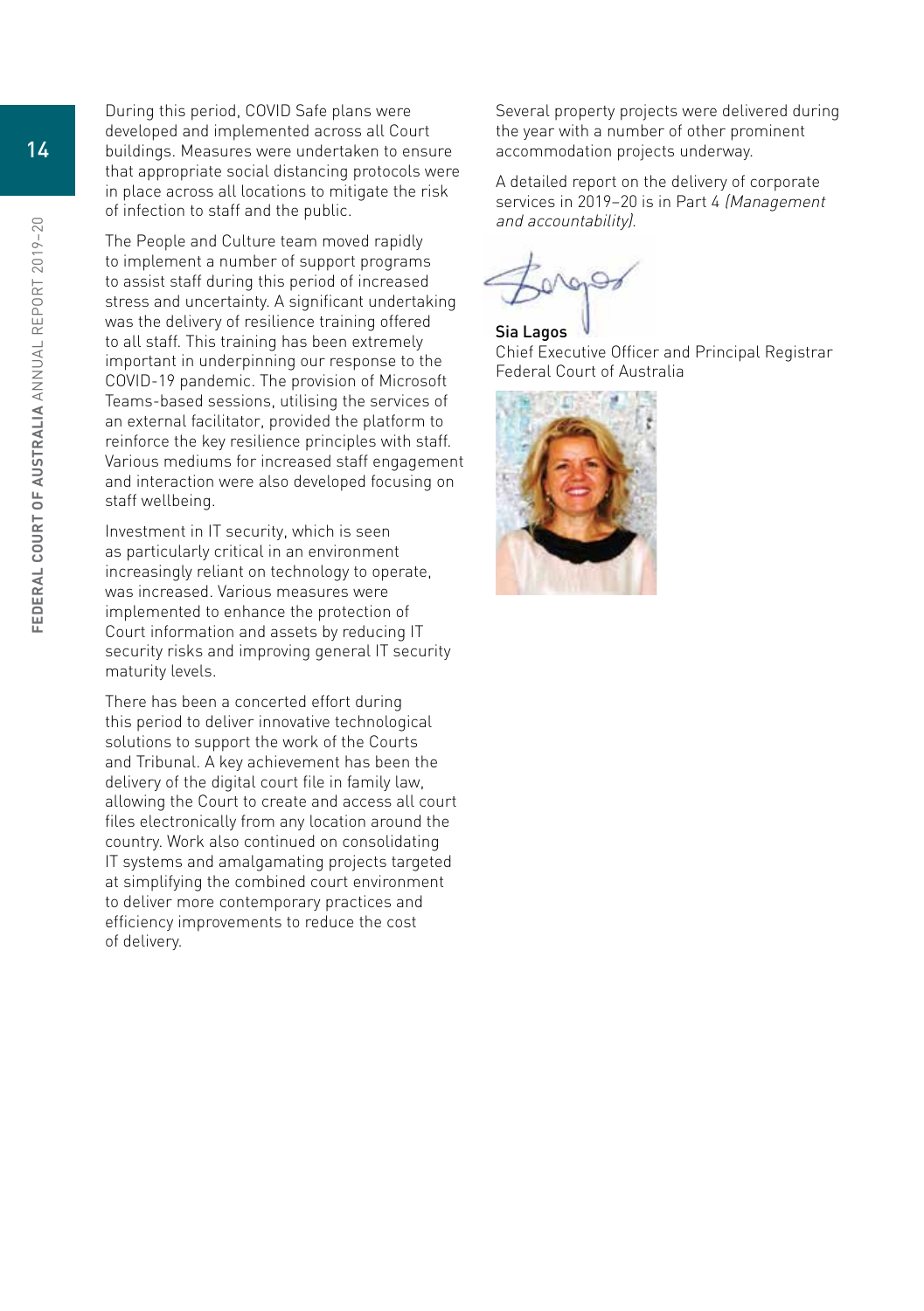During this period, COVID Safe plans were developed and implemented across all Court buildings. Measures were undertaken to ensure that appropriate social distancing protocols were in place across all locations to mitigate the risk of infection to staff and the public.

The People and Culture team moved rapidly to implement a number of support programs to assist staff during this period of increased stress and uncertainty. A significant undertaking was the delivery of resilience training offered to all staff. This training has been extremely important in underpinning our response to the COVID-19 pandemic. The provision of Microsoft Teams-based sessions, utilising the services of an external facilitator, provided the platform to reinforce the key resilience principles with staff. Various mediums for increased staff engagement and interaction were also developed focusing on staff wellbeing.

Investment in IT security, which is seen as particularly critical in an environment increasingly reliant on technology to operate, was increased. Various measures were implemented to enhance the protection of Court information and assets by reducing IT security risks and improving general IT security maturity levels.

There has been a concerted effort during this period to deliver innovative technological solutions to support the work of the Courts and Tribunal. A key achievement has been the delivery of the digital court file in family law, allowing the Court to create and access all court files electronically from any location around the country. Work also continued on consolidating IT systems and amalgamating projects targeted at simplifying the combined court environment to deliver more contemporary practices and efficiency improvements to reduce the cost of delivery.

Several property projects were delivered during the year with a number of other prominent accommodation projects underway.

A detailed report on the delivery of corporate services in 2019–20 is in Part 4 *(Management and accountability)*.

**Sia Lagos**
Chief Executive Officer and Principal Registrar
Federal Court of Australia